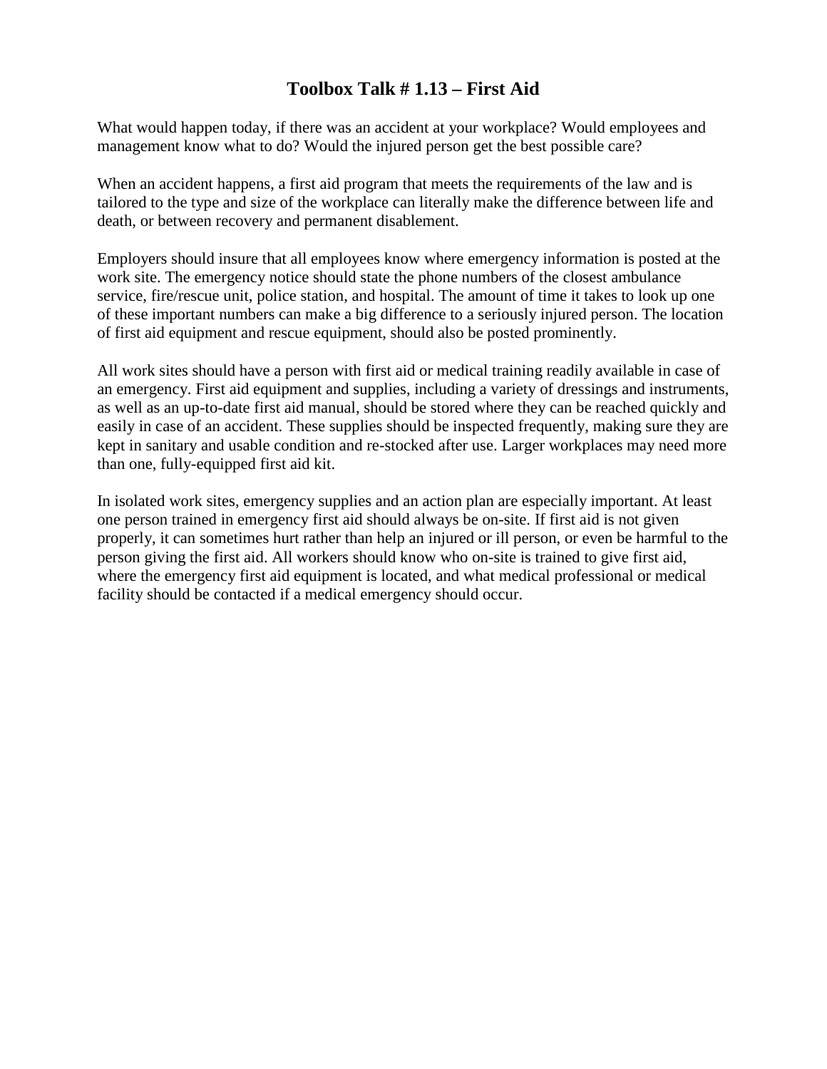# Toolbox Talk # 1.13 – First Aid

What would happen today, if there was an accident at your workplace? Would employees and management know what to do? Would the injured person get the best possible care?

When an accident happens, a first aid program that meets the requirements of the law and is tailored to the type and size of the workplace can literally make the difference between life and death, or between recovery and permanent disablement.

Employers should insure that all employees know where emergency information is posted at the work site. The emergency notice should state the phone numbers of the closest ambulance service, fire/rescue unit, police station, and hospital. The amount of time it takes to look up one of these important numbers can make a big difference to a seriously injured person. The location of first aid equipment and rescue equipment, should also be posted prominently.

All work sites should have a person with first aid or medical training readily available in case of an emergency. First aid equipment and supplies, including a variety of dressings and instruments, as well as an up-to-date first aid manual, should be stored where they can be reached quickly and easily in case of an accident. These supplies should be inspected frequently, making sure they are kept in sanitary and usable condition and re-stocked after use. Larger workplaces may need more than one, fully-equipped first aid kit.

In isolated work sites, emergency supplies and an action plan are especially important. At least one person trained in emergency first aid should always be on-site. If first aid is not given properly, it can sometimes hurt rather than help an injured or ill person, or even be harmful to the person giving the first aid. All workers should know who on-site is trained to give first aid, where the emergency first aid equipment is located, and what medical professional or medical facility should be contacted if a medical emergency should occur.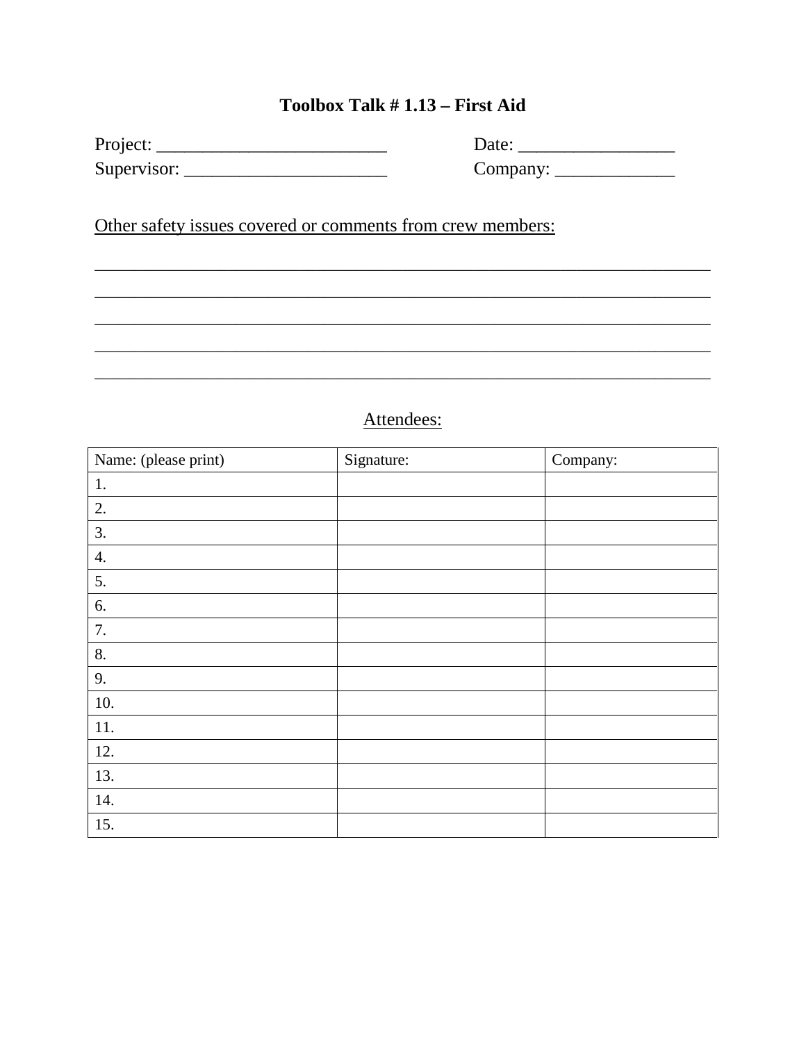# Toolbox Talk # 1.13 – First Aid

Project: _________________________ Date: _________________

Supervisor: ______________________ Company: _____________

Other safety issues covered or comments from crew members:

___________________________________________________________________________

___________________________________________________________________________

___________________________________________________________________________

___________________________________________________________________________

___________________________________________________________________________

Attendees:

| Name: (please print) | Signature: | Company: |
|---|---|---|
| 1. | | |
| 2. | | |
| 3. | | |
| 4. | | |
| 5. | | |
| 6. | | |
| 7. | | |
| 8. | | |
| 9. | | |
| 10. | | |
| 11. | | |
| 12. | | |
| 13. | | |
| 14. | | |
| 15. | | |